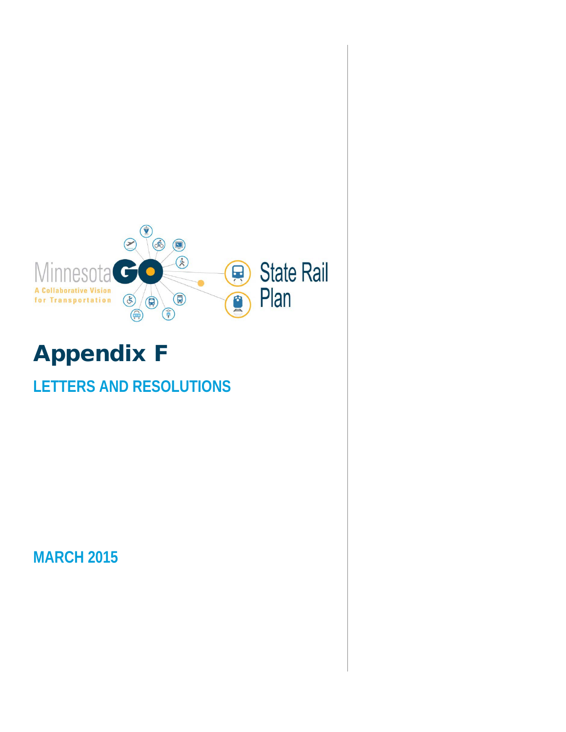Minnesota GO

A Collaborative Vision for Transportation

State Rail Plan

# Appendix F

## LETTERS AND RESOLUTIONS

MARCH 2015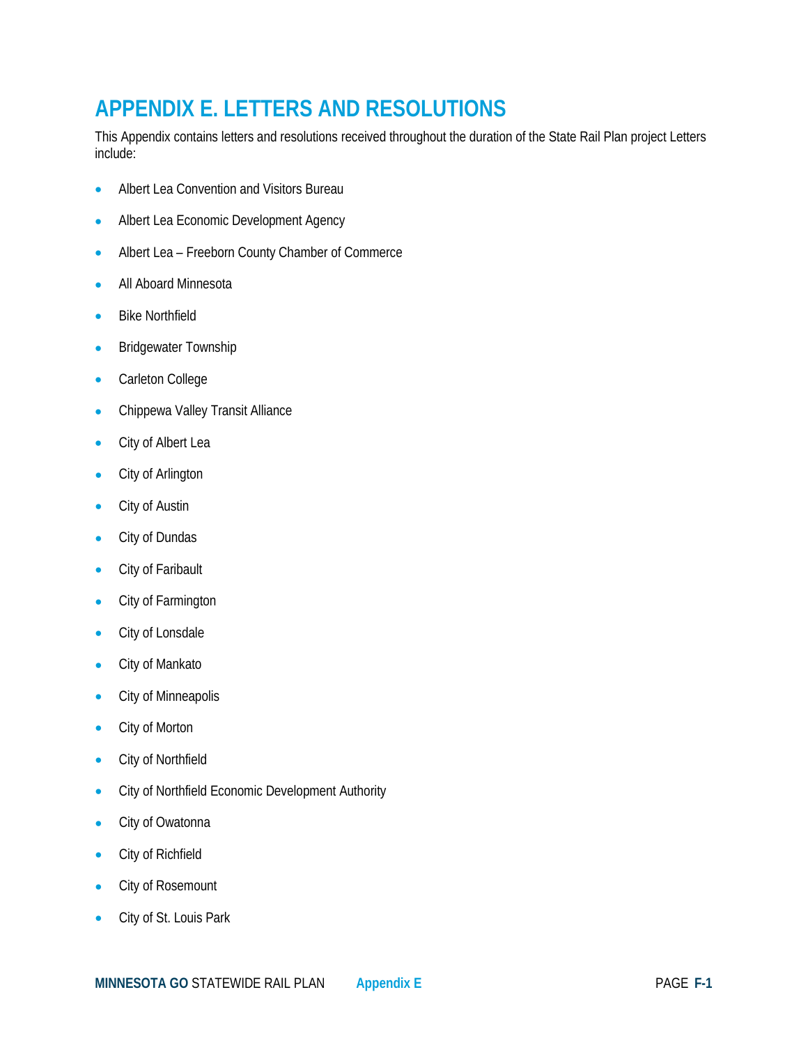# APPENDIX E. LETTERS AND RESOLUTIONS

This Appendix contains letters and resolutions received throughout the duration of the State Rail Plan project Letters include:

- Albert Lea Convention and Visitors Bureau
- Albert Lea Economic Development Agency
- Albert Lea – Freeborn County Chamber of Commerce
- All Aboard Minnesota
- Bike Northfield
- Bridgewater Township
- Carleton College
- Chippewa Valley Transit Alliance
- City of Albert Lea
- City of Arlington
- City of Austin
- City of Dundas
- City of Faribault
- City of Farmington
- City of Lonsdale
- City of Mankato
- City of Minneapolis
- City of Morton
- City of Northfield
- City of Northfield Economic Development Authority
- City of Owatonna
- City of Richfield
- City of Rosemount
- City of St. Louis Park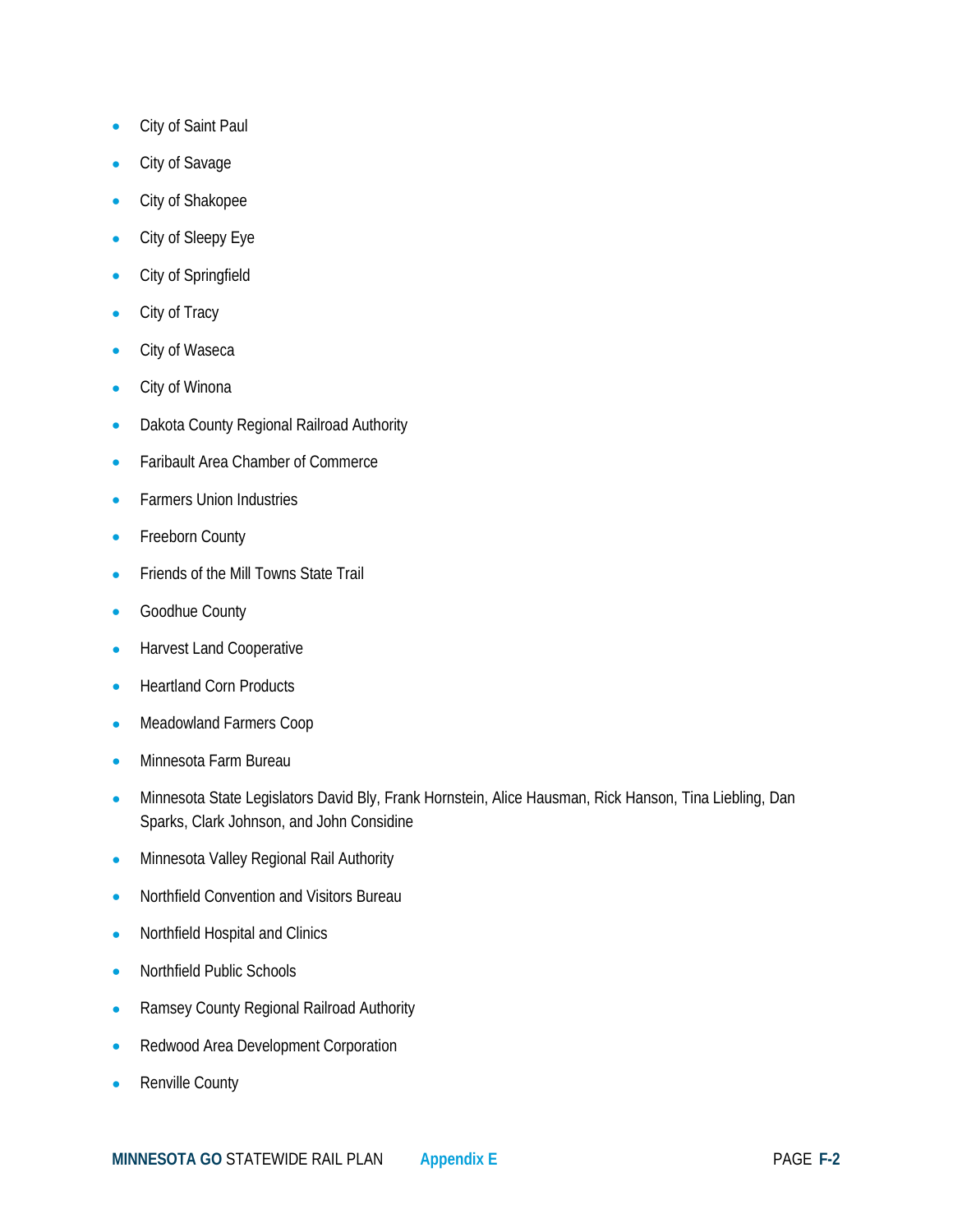- City of Saint Paul
- City of Savage
- City of Shakopee
- City of Sleepy Eye
- City of Springfield
- City of Tracy
- City of Waseca
- City of Winona
- Dakota County Regional Railroad Authority
- Faribault Area Chamber of Commerce
- Farmers Union Industries
- Freeborn County
- Friends of the Mill Towns State Trail
- Goodhue County
- Harvest Land Cooperative
- Heartland Corn Products
- Meadowland Farmers Coop
- Minnesota Farm Bureau
- Minnesota State Legislators David Bly, Frank Hornstein, Alice Hausman, Rick Hanson, Tina Liebling, Dan Sparks, Clark Johnson, and John Considine
- Minnesota Valley Regional Rail Authority
- Northfield Convention and Visitors Bureau
- Northfield Hospital and Clinics
- Northfield Public Schools
- Ramsey County Regional Railroad Authority
- Redwood Area Development Corporation
- Renville County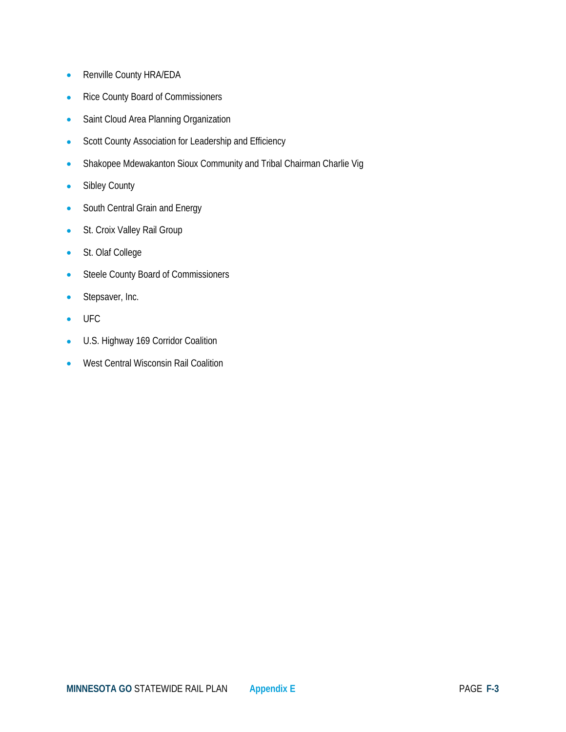- Renville County HRA/EDA
- Rice County Board of Commissioners
- Saint Cloud Area Planning Organization
- Scott County Association for Leadership and Efficiency
- Shakopee Mdewakanton Sioux Community and Tribal Chairman Charlie Vig
- Sibley County
- South Central Grain and Energy
- St. Croix Valley Rail Group
- St. Olaf College
- Steele County Board of Commissioners
- Stepsaver, Inc.
- UFC
- U.S. Highway 169 Corridor Coalition
- West Central Wisconsin Rail Coalition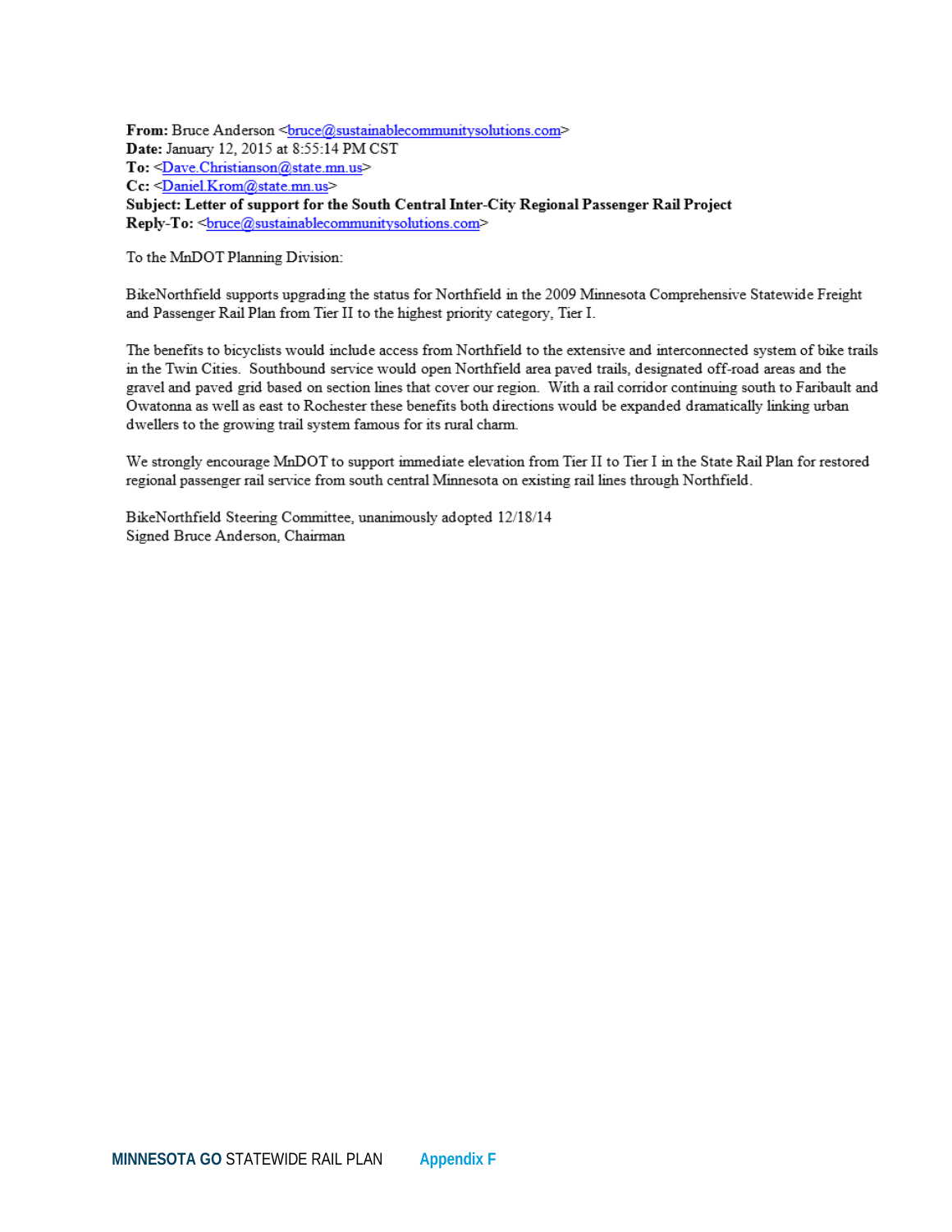**From:** Bruce Anderson <bruce@sustainablecommunitysolutions.com>
**Date:** January 12, 2015 at 8:55:14 PM CST
**To:** <Dave.Christianson@state.mn.us>
**Cc:** <Daniel.Krom@state.mn.us>
**Subject: Letter of support for the South Central Inter-City Regional Passenger Rail Project**
**Reply-To:** <bruce@sustainablecommunitysolutions.com>

To the MnDOT Planning Division:

BikeNorthfield supports upgrading the status for Northfield in the 2009 Minnesota Comprehensive Statewide Freight and Passenger Rail Plan from Tier II to the highest priority category, Tier I.

The benefits to bicyclists would include access from Northfield to the extensive and interconnected system of bike trails in the Twin Cities. Southbound service would open Northfield area paved trails, designated off-road areas and the gravel and paved grid based on section lines that cover our region. With a rail corridor continuing south to Faribault and Owatonna as well as east to Rochester these benefits both directions would be expanded dramatically linking urban dwellers to the growing trail system famous for its rural charm.

We strongly encourage MnDOT to support immediate elevation from Tier II to Tier I in the State Rail Plan for restored regional passenger rail service from south central Minnesota on existing rail lines through Northfield.

BikeNorthfield Steering Committee, unanimously adopted 12/18/14
Signed Bruce Anderson, Chairman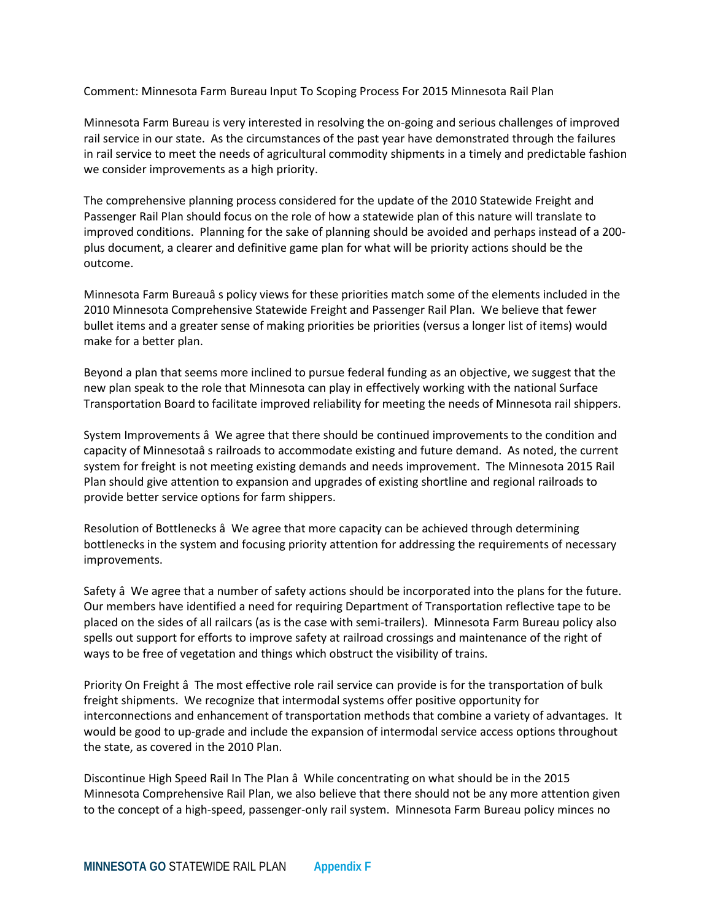Comment: Minnesota Farm Bureau Input To Scoping Process For 2015 Minnesota Rail Plan

Minnesota Farm Bureau is very interested in resolving the on-going and serious challenges of improved rail service in our state. As the circumstances of the past year have demonstrated through the failures in rail service to meet the needs of agricultural commodity shipments in a timely and predictable fashion we consider improvements as a high priority.

The comprehensive planning process considered for the update of the 2010 Statewide Freight and Passenger Rail Plan should focus on the role of how a statewide plan of this nature will translate to improved conditions. Planning for the sake of planning should be avoided and perhaps instead of a 200-plus document, a clearer and definitive game plan for what will be priority actions should be the outcome.

Minnesota Farm Bureauâ s policy views for these priorities match some of the elements included in the 2010 Minnesota Comprehensive Statewide Freight and Passenger Rail Plan. We believe that fewer bullet items and a greater sense of making priorities be priorities (versus a longer list of items) would make for a better plan.

Beyond a plan that seems more inclined to pursue federal funding as an objective, we suggest that the new plan speak to the role that Minnesota can play in effectively working with the national Surface Transportation Board to facilitate improved reliability for meeting the needs of Minnesota rail shippers.

System Improvements â We agree that there should be continued improvements to the condition and capacity of Minnesotaâ s railroads to accommodate existing and future demand. As noted, the current system for freight is not meeting existing demands and needs improvement. The Minnesota 2015 Rail Plan should give attention to expansion and upgrades of existing shortline and regional railroads to provide better service options for farm shippers.

Resolution of Bottlenecks â We agree that more capacity can be achieved through determining bottlenecks in the system and focusing priority attention for addressing the requirements of necessary improvements.

Safety â We agree that a number of safety actions should be incorporated into the plans for the future. Our members have identified a need for requiring Department of Transportation reflective tape to be placed on the sides of all railcars (as is the case with semi-trailers). Minnesota Farm Bureau policy also spells out support for efforts to improve safety at railroad crossings and maintenance of the right of ways to be free of vegetation and things which obstruct the visibility of trains.

Priority On Freight â The most effective role rail service can provide is for the transportation of bulk freight shipments. We recognize that intermodal systems offer positive opportunity for interconnections and enhancement of transportation methods that combine a variety of advantages. It would be good to up-grade and include the expansion of intermodal service access options throughout the state, as covered in the 2010 Plan.

Discontinue High Speed Rail In The Plan â While concentrating on what should be in the 2015 Minnesota Comprehensive Rail Plan, we also believe that there should not be any more attention given to the concept of a high-speed, passenger-only rail system. Minnesota Farm Bureau policy minces no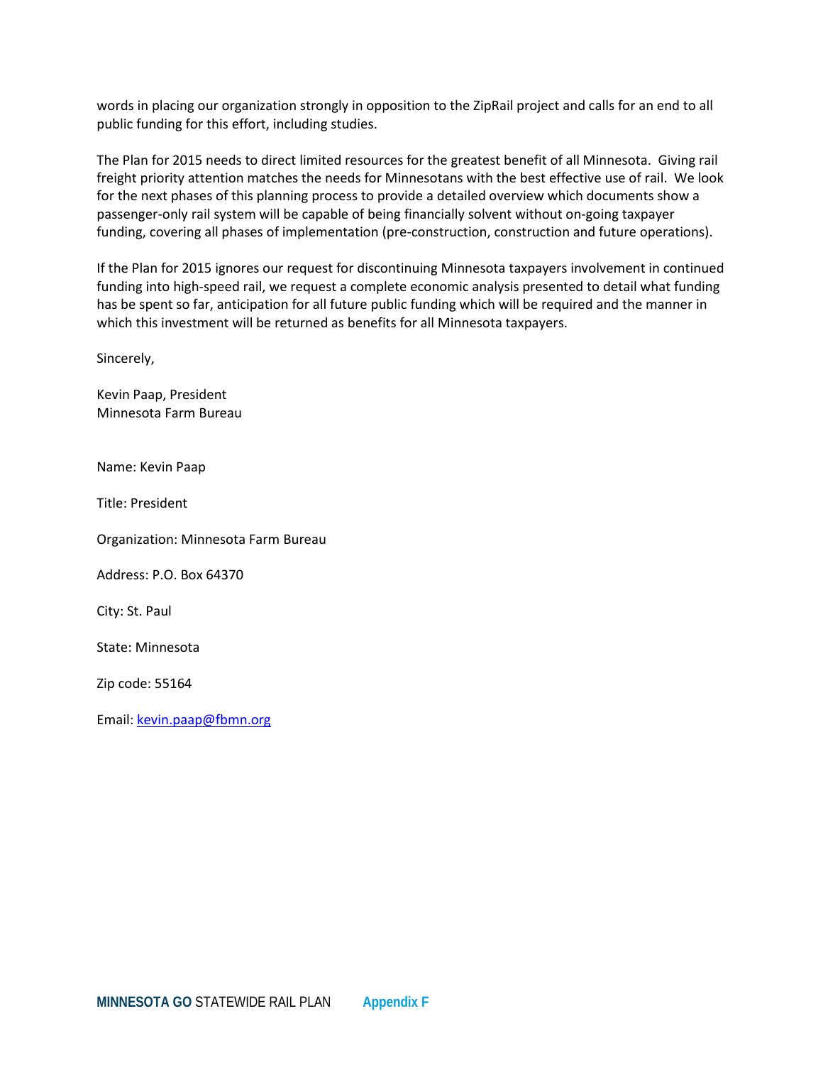words in placing our organization strongly in opposition to the ZipRail project and calls for an end to all public funding for this effort, including studies.

The Plan for 2015 needs to direct limited resources for the greatest benefit of all Minnesota. Giving rail freight priority attention matches the needs for Minnesotans with the best effective use of rail. We look for the next phases of this planning process to provide a detailed overview which documents show a passenger-only rail system will be capable of being financially solvent without on-going taxpayer funding, covering all phases of implementation (pre-construction, construction and future operations).

If the Plan for 2015 ignores our request for discontinuing Minnesota taxpayers involvement in continued funding into high-speed rail, we request a complete economic analysis presented to detail what funding has be spent so far, anticipation for all future public funding which will be required and the manner in which this investment will be returned as benefits for all Minnesota taxpayers.

Sincerely,

Kevin Paap, President
Minnesota Farm Bureau

Name: Kevin Paap

Title: President

Organization: Minnesota Farm Bureau

Address: P.O. Box 64370

City: St. Paul

State: Minnesota

Zip code: 55164

Email: kevin.paap@fbmn.org